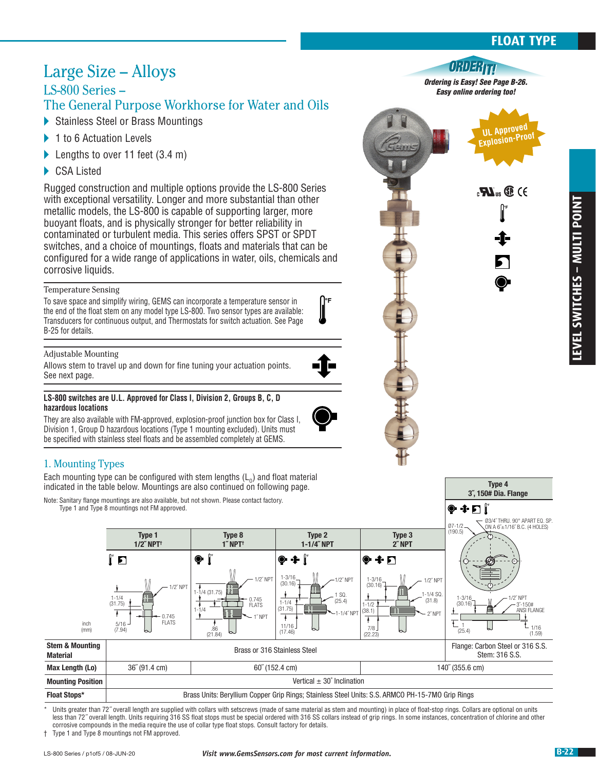# FLOAT TYPE

# Large Size – Alloys

## LS-800 Series – The General Purpose Workhorse for Water and Oils

- Stainless Steel or Brass Mountings
- 1 to 6 Actuation Levels
- Lengths to over 11 feet (3.4 m)
- CSA Listed

*ORDER IT! Ordering is Easy! See Page B-26. Easy online ordering too!*

UL Approved Explosion-Proof

Rugged construction and multiple options provide the LS-800 Series with exceptional versatility. Longer and more substantial than other metallic models, the LS-800 is capable of supporting larger, more buoyant floats, and is physically stronger for better reliability in contaminated or turbulent media. This series offers SPST or SPDT switches, and a choice of mountings, floats and materials that can be configured for a wide range of applications in water, oils, chemicals and corrosive liquids.

### Temperature Sensing

To save space and simplify wiring, GEMS can incorporate a temperature sensor in the end of the float stem on any model type LS-800. Two sensor types are available: Transducers for continuous output, and Thermostats for switch actuation. See Page B-25 for details.

### Adjustable Mounting

Allows stem to travel up and down for fine tuning your actuation points. See next page.

**LS-800 switches are U.L. Approved for Class I, Division 2, Groups B, C, D hazardous locations**

They are also available with FM-approved, explosion-proof junction box for Class I, Division 1, Group D hazardous locations (Type 1 mounting excluded). Units must be specified with stainless steel floats and be assembled completely at GEMS.

## 1. Mounting Types

Each mounting type can be configured with stem lengths ($L_o$) and float material indicated in the table below. Mountings are also continued on following page.

Note: Sanitary flange mountings are also available, but not shown. Please contact factory.
Type 1 and Type 8 mountings not FM approved.

| | Type 1 1/2″ NPT† | Type 8 1″ NPT† | Type 2 1-1/4″ NPT | Type 3 2″ NPT | Type 4 3″, 150# Dia. Flange |
|---|---|---|---|---|---|
| Stem & Mounting Material | Brass or 316 Stainless Steel | | | | Flange: Carbon Steel or 316 S.S. Stem: 316 S.S. |
| Max Length (Lo) | 36″ (91.4 cm) | 60″ (152.4 cm) | | 140″ (355.6 cm) | |
| Mounting Position | Vertical ± 30˚ Inclination | | | | |
| Float Stops* | Brass Units: Beryllium Copper Grip Rings; Stainless Steel Units: S.S. ARMCO PH-15-7MO Grip Rings | | | | |

\* Units greater than 72″ overall length are supplied with collars with setscrews (made of same material as stem and mounting) in place of float-stop rings. Collars are optional on units less than 72″ overall length. Units requiring 316 SS float stops must be special ordered with 316 SS collars instead of grip rings. In some instances, concentration of chlorine and other corrosive compounds in the media require the use of collar type float stops. Consult factory for details.

† Type 1 and Type 8 mountings not FM approved.

Visit www.GemsSensors.com for most current information.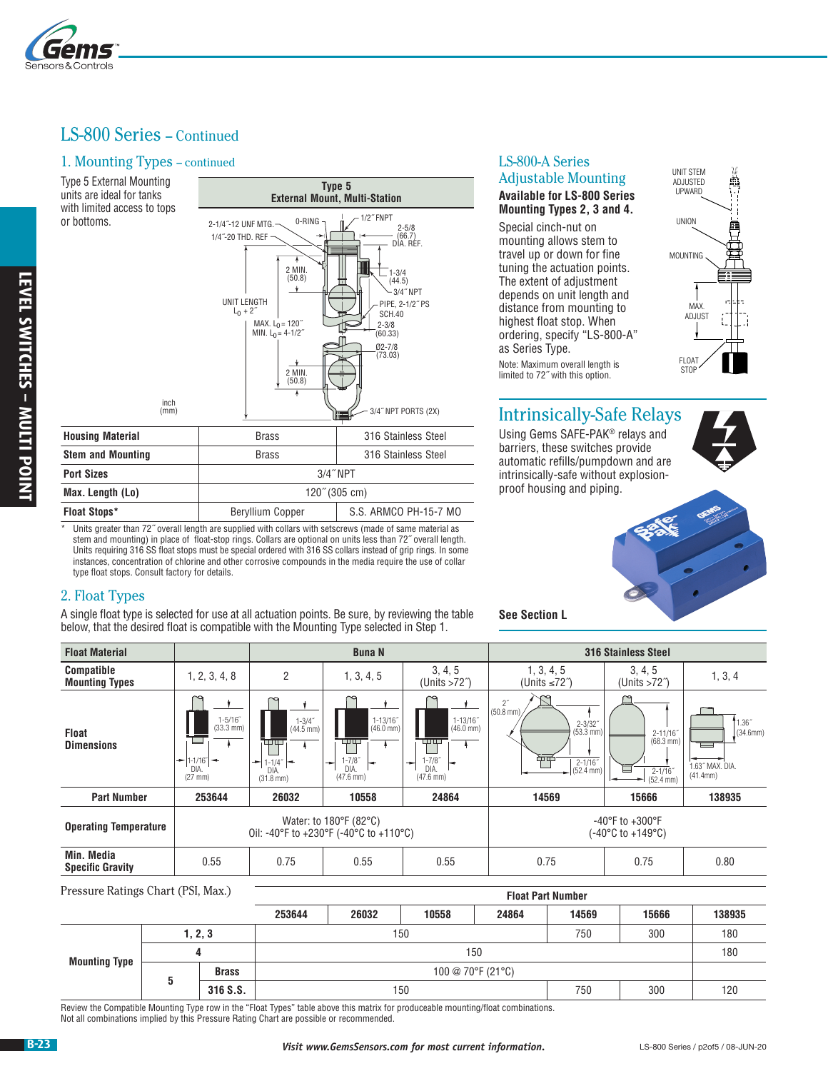# LS-800 Series – Continued

## 1. Mounting Types – continued

Type 5 External Mounting units are ideal for tanks with limited access to tops or bottoms.

| Type 5 External Mount, Multi-Station | | |
|---|---|---|
| **Housing Material** | Brass | 316 Stainless Steel |
| **Stem and Mounting** | Brass | 316 Stainless Steel |
| **Port Sizes** | 3/4″ NPT | |
| **Max. Length (Lo)** | 120″ (305 cm) | |
| **Float Stops*** | Beryllium Copper | S.S. ARMCO PH-15-7 MO |

\* Units greater than 72″ overall length are supplied with collars with setscrews (made of same material as stem and mounting) in place of float-stop rings. Collars are optional on units less than 72″ overall length. Units requiring 316 SS float stops must be special ordered with 316 SS collars instead of grip rings. In some instances, concentration of chlorine and other corrosive compounds in the media require the use of collar type float stops. Consult factory for details.

## LS-800-A Series Adjustable Mounting

**Available for LS-800 Series Mounting Types 2, 3 and 4.**

Special cinch-nut on mounting allows stem to travel up or down for fine tuning the actuation points. The extent of adjustment depends on unit length and distance from mounting to highest float stop. When ordering, specify "LS-800-A" as Series Type.

Note: Maximum overall length is limited to 72″ with this option.

## Intrinsically-Safe Relays

Using Gems SAFE-PAK® relays and barriers, these switches provide automatic refills/pumpdown and are intrinsically-safe without explosion-proof housing and piping.

**See Section L**

## 2. Float Types

A single float type is selected for use at all actuation points. Be sure, by reviewing the table below, that the desired float is compatible with the Mounting Type selected in Step 1.

| Float Material | | Buna N | | | 316 Stainless Steel | | |
|---|---|---|---|---|---|---|---|
| **Compatible Mounting Types** | 1, 2, 3, 4, 8 | 2 | 1, 3, 4, 5 | 3, 4, 5 (Units >72″) | 1, 3, 4, 5 (Units ≤72″) | 3, 4, 5 (Units >72″) | 1, 3, 4 |
| **Float Dimensions** | 1-5/16″ (33.3 mm); 1-1/16″ DIA. (27 mm) | 1-3/4″ (44.5 mm); 1-1/4″ DIA. (31.8 mm) | 1-13/16″ (46.0 mm); 1-7/8″ DIA. (47.6 mm) | 1-13/16″ (46.0 mm); 1-7/8″ DIA. (47.6 mm) | 2″ (50.8 mm); 2-3/32″ (53.3 mm); 2-1/16″ (52.4 mm) | 2-11/16″ (68.3 mm); 2-1/16″ (52.4 mm) | 1.36″ (34.6mm); 1.63″ MAX. DIA. (41.4mm) |
| **Part Number** | 253644 | 26032 | 10558 | 24864 | 14569 | 15666 | 138935 |
| **Operating Temperature** | Water: to 180°F (82°C) Oil: -40°F to +230°F (-40°C to +110°C) | | | | -40°F to +300°F (-40°C to +149°C) | | |
| **Min. Media Specific Gravity** | 0.55 | 0.75 | 0.55 | 0.55 | 0.75 | 0.75 | 0.80 |

### Pressure Ratings Chart (PSI, Max.)

| Mounting Type | | Float Part Number: 253644 | 26032 | 10558 | 24864 | 14569 | 15666 | 138935 |
|---|---|---|---|---|---|---|---|---|
| 1, 2, 3 | | 150 | | | | 750 | 300 | 180 |
| 4 | | 150 | | | | | | 180 |
| 5 | Brass | 100 @ 70°F (21°C) | | | | | | |
| 5 | 316 S.S. | 150 | | | | 750 | 300 | 120 |

Review the Compatible Mounting Type row in the "Float Types" table above this matrix for produceable mounting/float combinations.
Not all combinations implied by this Pressure Rating Chart are possible or recommended.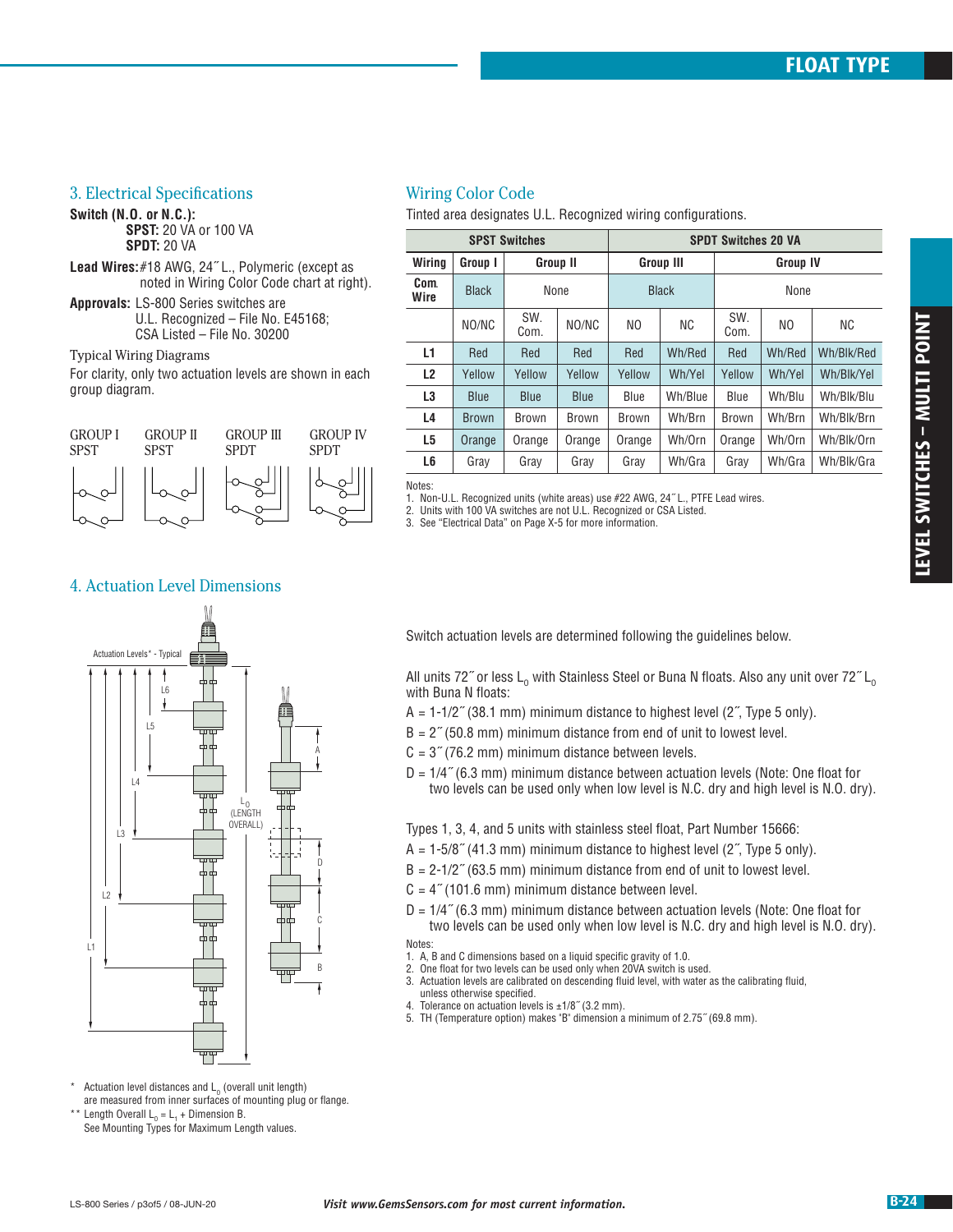## 3. Electrical Specifications

**Switch (N.O. or N.C.):**
**SPST:** 20 VA or 100 VA
**SPDT:** 20 VA

**Lead Wires:** #18 AWG, 24˝ L., Polymeric (except as noted in Wiring Color Code chart at right).

**Approvals:** LS-800 Series switches are U.L. Recognized – File No. E45168; CSA Listed – File No. 30200

Typical Wiring Diagrams

For clarity, only two actuation levels are shown in each group diagram.

GROUP I SPST | GROUP II SPST | GROUP III SPDT | GROUP IV SPDT

## Wiring Color Code

Tinted area designates U.L. Recognized wiring configurations.

| SPST Switches | | | SPDT Switches 20 VA | | | | | |
|---|---|---|---|---|---|---|---|---|
| Wiring | Group I | Group II | | Group III | | Group IV | | |
| Com. Wire | Black | None | | Black | | None | | |
| | NO/NC | SW. Com. | NO/NC | NO | NC | SW. Com. | NO | NC |
| L1 | Red | Red | Red | Red | Wh/Red | Red | Wh/Red | Wh/Blk/Red |
| L2 | Yellow | Yellow | Yellow | Yellow | Wh/Yel | Yellow | Wh/Yel | Wh/Blk/Yel |
| L3 | Blue | Blue | Blue | Blue | Wh/Blue | Blue | Wh/Blu | Wh/Blk/Blu |
| L4 | Brown | Brown | Brown | Brown | Wh/Brn | Brown | Wh/Brn | Wh/Blk/Brn |
| L5 | Orange | Orange | Orange | Orange | Wh/Orn | Orange | Wh/Orn | Wh/Blk/Orn |
| L6 | Gray | Gray | Gray | Gray | Wh/Gra | Gray | Wh/Gra | Wh/Blk/Gra |

Notes:
1. Non-U.L. Recognized units (white areas) use #22 AWG, 24˝ L., PTFE Lead wires.
2. Units with 100 VA switches are not U.L. Recognized or CSA Listed.
3. See "Electrical Data" on Page X-5 for more information.

## 4. Actuation Level Dimensions

Actuation Levels* - Typical

L1, L2, L3, L4, L5, L6, $L_0$ (LENGTH OVERALL), A, B, C, D

\* Actuation level distances and $L_0$ (overall unit length) are measured from inner surfaces of mounting plug or flange.

\*\* Length Overall $L_0$ = $L_1$ + Dimension B. See Mounting Types for Maximum Length values.

Switch actuation levels are determined following the guidelines below.

All units 72˝ or less $L_0$ with Stainless Steel or Buna N floats. Also any unit over 72˝ $L_0$ with Buna N floats:

A = 1-1/2˝ (38.1 mm) minimum distance to highest level (2˝, Type 5 only).
B = 2˝ (50.8 mm) minimum distance from end of unit to lowest level.
C = 3˝ (76.2 mm) minimum distance between levels.
D = 1/4˝ (6.3 mm) minimum distance between actuation levels (Note: One float for two levels can be used only when low level is N.C. dry and high level is N.O. dry).

Types 1, 3, 4, and 5 units with stainless steel float, Part Number 15666:

A = 1-5/8˝ (41.3 mm) minimum distance to highest level (2˝, Type 5 only).
B = 2-1/2˝ (63.5 mm) minimum distance from end of unit to lowest level.
C = 4˝ (101.6 mm) minimum distance between level.
D = 1/4˝ (6.3 mm) minimum distance between actuation levels (Note: One float for two levels can be used only when low level is N.C. dry and high level is N.O. dry).

Notes:
1. A, B and C dimensions based on a liquid specific gravity of 1.0.
2. One float for two levels can be used only when 20VA switch is used.
3. Actuation levels are calibrated on descending fluid level, with water as the calibrating fluid, unless otherwise specified.
4. Tolerance on actuation levels is ±1/8˝ (3.2 mm).
5. TH (Temperature option) makes "B" dimension a minimum of 2.75˝ (69.8 mm).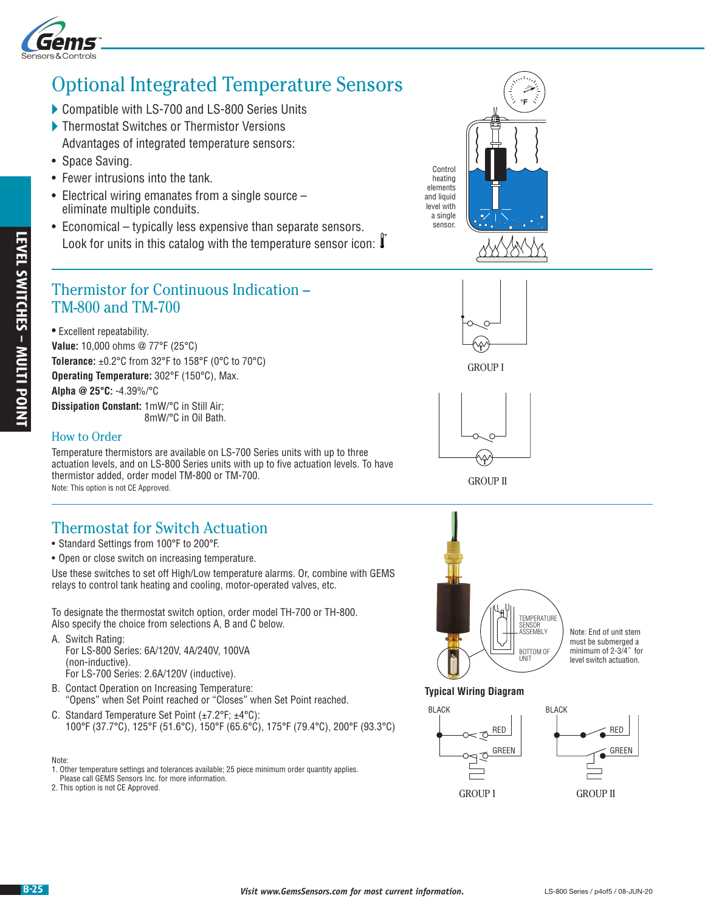# Optional Integrated Temperature Sensors

- Compatible with LS-700 and LS-800 Series Units
- Thermostat Switches or Thermistor Versions

Advantages of integrated temperature sensors:

- Space Saving.
- Fewer intrusions into the tank.
- Electrical wiring emanates from a single source – eliminate multiple conduits.
- Economical – typically less expensive than separate sensors.

Look for units in this catalog with the temperature sensor icon:

Control heating elements and liquid level with a single sensor.

## Thermistor for Continuous Indication – TM-800 and TM-700

- Excellent repeatability.

**Value:** 10,000 ohms @ 77°F (25°C)

**Tolerance:** ±0.2°C from 32°F to 158°F (0°C to 70°C)

**Operating Temperature:** 302°F (150°C), Max.

**Alpha @ 25°C:** -4.39%/°C

**Dissipation Constant:** 1mW/°C in Still Air; 8mW/°C in Oil Bath.

GROUP I

GROUP II

### How to Order

Temperature thermistors are available on LS-700 Series units with up to three actuation levels, and on LS-800 Series units with up to five actuation levels. To have thermistor added, order model TM-800 or TM-700.

Note: This option is not CE Approved.

## Thermostat for Switch Actuation

- Standard Settings from 100°F to 200°F.
- Open or close switch on increasing temperature.

Use these switches to set off High/Low temperature alarms. Or, combine with GEMS relays to control tank heating and cooling, motor-operated valves, etc.

To designate the thermostat switch option, order model TH-700 or TH-800. Also specify the choice from selections A, B and C below.

A. Switch Rating:
   For LS-800 Series: 6A/120V, 4A/240V, 100VA (non-inductive).
   For LS-700 Series: 2.6A/120V (inductive).

B. Contact Operation on Increasing Temperature:
   "Opens" when Set Point reached or "Closes" when Set Point reached.

C. Standard Temperature Set Point (±7.2°F; ±4°C):
   100°F (37.7°C), 125°F (51.6°C), 150°F (65.6°C), 175°F (79.4°C), 200°F (93.3°C)

TEMPERATURE SENSOR ASSEMBLY

BOTTOM OF UNIT

Note: End of unit stem must be submerged a minimum of 2-3/4″ for level switch actuation.

**Typical Wiring Diagram**

BLACK, RED, GREEN — GROUP I

BLACK, RED, GREEN — GROUP II

Note:
1. Other temperature settings and tolerances available; 25 piece minimum order quantity applies. Please call GEMS Sensors Inc. for more information.
2. This option is not CE Approved.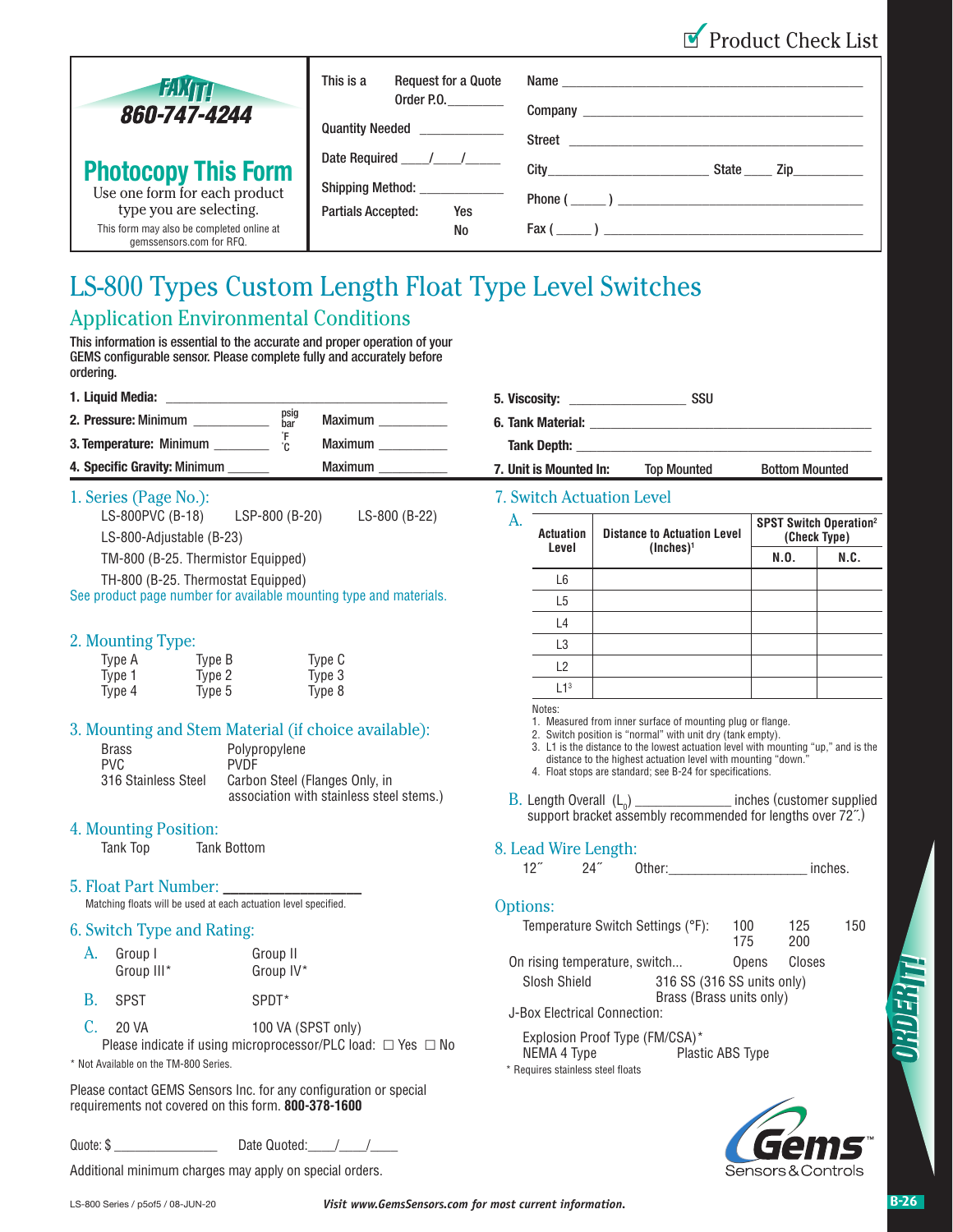Product Check List

FAX IT! 860-747-4244

## Photocopy This Form

Use one form for each product type you are selecting.

This form may also be completed online at gemssensors.com for RFQ.

This is a Request for a Quote
Order P.O.________

Quantity Needed ____________

Date Required ____/____/_____

Shipping Method: ____________

Partials Accepted: Yes No

Name ______________________________________________

Company ___________________________________________

Street _____________________________________________

City_______________________ State ____ Zip__________

Phone ( _____ ) ____________________________________

Fax ( _____ ) ______________________________________

# LS-800 Types Custom Length Float Type Level Switches

## Application Environmental Conditions

**This information is essential to the accurate and proper operation of your GEMS configurable sensor. Please complete fully and accurately before ordering.**

**1. Liquid Media:** ________________________________________

**2. Pressure:** Minimum ___________ psig / bar Maximum __________

**3. Temperature:** Minimum ________ °F / °C Maximum __________

**4. Specific Gravity:** Minimum ______ Maximum __________

**5. Viscosity:** ________________ SSU

**6. Tank Material:** ________________________________________

**Tank Depth:** ____________________________________________

**7. Unit is Mounted In:** Top Mounted Bottom Mounted

### 1. Series (Page No.):

LS-800PVC (B-18) LSP-800 (B-20) LS-800 (B-22)

LS-800-Adjustable (B-23)

TM-800 (B-25. Thermistor Equipped)

TH-800 (B-25. Thermostat Equipped)

See product page number for available mounting type and materials.

### 2. Mounting Type:

Type A Type B Type C
Type 1 Type 2 Type 3
Type 4 Type 5 Type 8

### 3. Mounting and Stem Material (if choice available):

Brass Polypropylene
PVC PVDF
316 Stainless Steel Carbon Steel (Flanges Only, in association with stainless steel stems.)

### 4. Mounting Position:

Tank Top Tank Bottom

### 5. Float Part Number: ________________

Matching floats will be used at each actuation level specified.

### 6. Switch Type and Rating:

A. Group I Group II
Group III* Group IV*

B. SPST SPDT*

C. 20 VA 100 VA (SPST only)

Please indicate if using microprocessor/PLC load: ☐ Yes ☐ No

\* Not Available on the TM-800 Series.

Please contact GEMS Sensors Inc. for any configuration or special requirements not covered on this form. **800-378-1600**

Quote: $ _______________ Date Quoted:____/____/____

Additional minimum charges may apply on special orders.

### 7. Switch Actuation Level

A.

| Actuation Level | Distance to Actuation Level (Inches)[1] | SPST Switch Operation[2] (Check Type) | |
|---|---|---|---|
| | | N.O. | N.C. |
| L6 | | | |
| L5 | | | |
| L4 | | | |
| L3 | | | |
| L2 | | | |
| L1[3] | | | |

Notes:
1. Measured from inner surface of mounting plug or flange.
2. Switch position is "normal" with unit dry (tank empty).
3. L1 is the distance to the lowest actuation level with mounting "up," and is the distance to the highest actuation level with mounting "down."
4. Float stops are standard; see B-24 for specifications.

B. Length Overall ($L_0$) _____________ inches (customer supplied support bracket assembly recommended for lengths over 72˝.)

### 8. Lead Wire Length:

12˝ 24˝ Other:__________________ inches.

### Options:

Temperature Switch Settings (°F): 100 125 150 175 200

On rising temperature, switch... Opens Closes

Slosh Shield 316 SS (316 SS units only)
Brass (Brass units only)

J-Box Electrical Connection:

Explosion Proof Type (FM/CSA)*
NEMA 4 Type Plastic ABS Type

\* Requires stainless steel floats

ORDER IT!

Gems Sensors & Controls

LS-800 Series / p5of5 / 08-JUN-20

*Visit www.GemsSensors.com for most current information.*